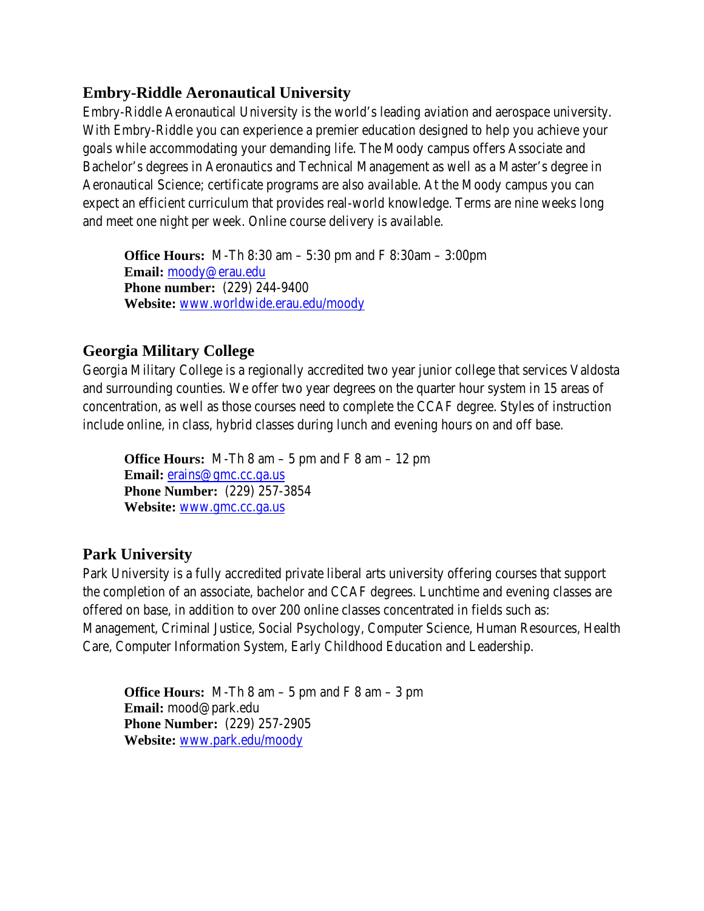## Embry-Riddle Aeronautical University

Embry-Riddle Aeronautical University is the world's leading aviation and aerospace university. With Embry-Riddle you can experience a premier education designed to help you achieve your goals while accommodating your demanding life. The Moody campus offers Associate and Bachelor's degrees in Aeronautics and Technical Management as well as a Master's degree in Aeronautical Science; certificate programs are also available. At the Moody campus you can expect an efficient curriculum that provides real-world knowledge. Terms are nine weeks long and meet one night per week. Online course delivery is available.

**Office Hours:** M-Th 8:30 am – 5:30 pm and F 8:30am – 3:00pm
**Email:** moody@erau.edu
**Phone number:** (229) 244-9400
**Website:** www.worldwide.erau.edu/moody

## Georgia Military College

Georgia Military College is a regionally accredited two year junior college that services Valdosta and surrounding counties. We offer two year degrees on the quarter hour system in 15 areas of concentration, as well as those courses need to complete the CCAF degree. Styles of instruction include online, in class, hybrid classes during lunch and evening hours on and off base.

**Office Hours:** M-Th 8 am – 5 pm and F 8 am – 12 pm
**Email:** erains@gmc.cc.ga.us
**Phone Number:** (229) 257-3854
**Website:** www.gmc.cc.ga.us

## Park University

Park University is a fully accredited private liberal arts university offering courses that support the completion of an associate, bachelor and CCAF degrees. Lunchtime and evening classes are offered on base, in addition to over 200 online classes concentrated in fields such as: Management, Criminal Justice, Social Psychology, Computer Science, Human Resources, Health Care, Computer Information System, Early Childhood Education and Leadership.

**Office Hours:** M-Th 8 am – 5 pm and F 8 am – 3 pm
**Email:** mood@park.edu
**Phone Number:** (229) 257-2905
**Website:** www.park.edu/moody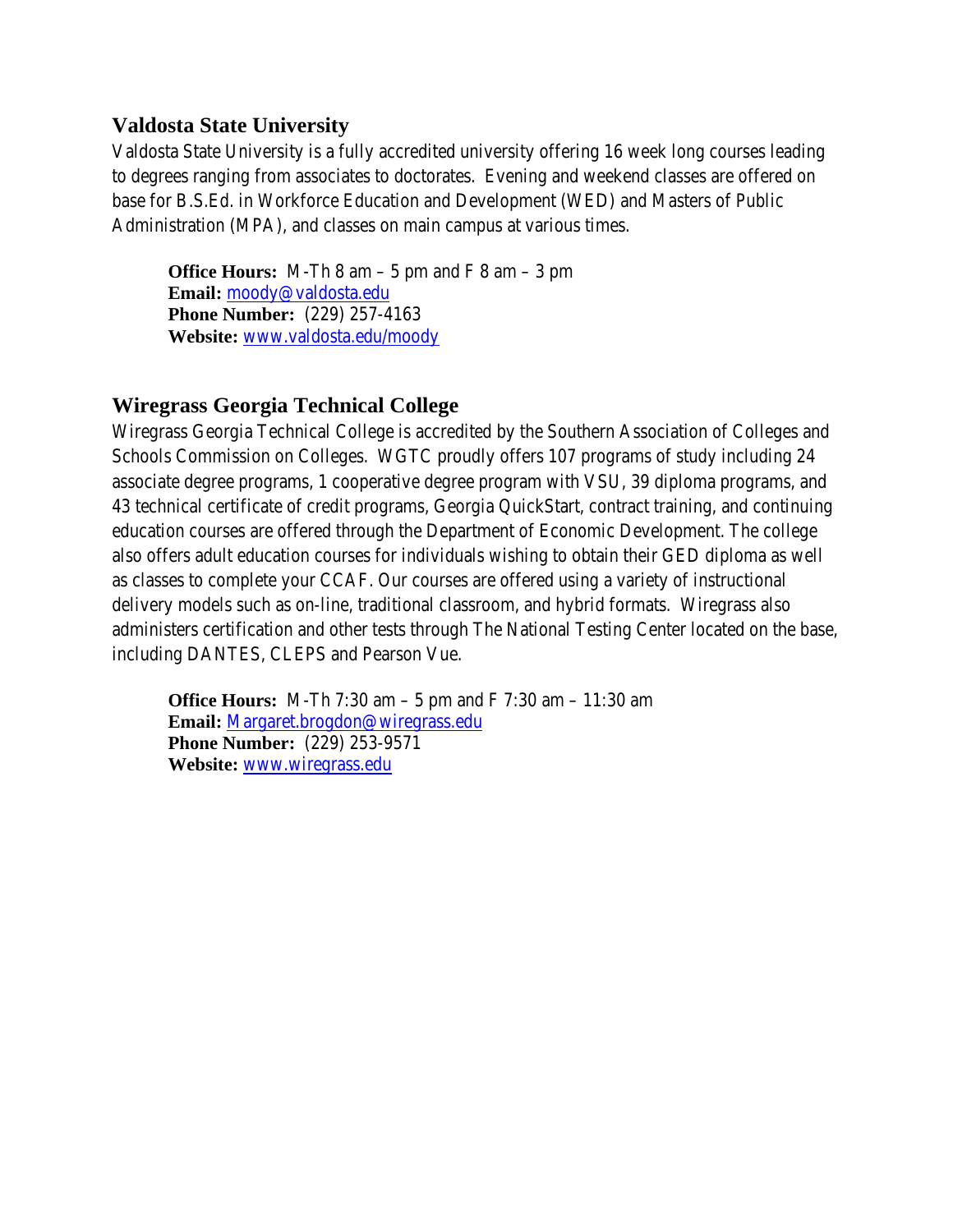## Valdosta State University

Valdosta State University is a fully accredited university offering 16 week long courses leading to degrees ranging from associates to doctorates. Evening and weekend classes are offered on base for B.S.Ed. in Workforce Education and Development (WED) and Masters of Public Administration (MPA), and classes on main campus at various times.

**Office Hours:** M-Th 8 am – 5 pm and F 8 am – 3 pm
**Email:** moody@valdosta.edu
**Phone Number:** (229) 257-4163
**Website:** www.valdosta.edu/moody

## Wiregrass Georgia Technical College

Wiregrass Georgia Technical College is accredited by the Southern Association of Colleges and Schools Commission on Colleges. WGTC proudly offers 107 programs of study including 24 associate degree programs, 1 cooperative degree program with VSU, 39 diploma programs, and 43 technical certificate of credit programs, Georgia QuickStart, contract training, and continuing education courses are offered through the Department of Economic Development. The college also offers adult education courses for individuals wishing to obtain their GED diploma as well as classes to complete your CCAF. Our courses are offered using a variety of instructional delivery models such as on-line, traditional classroom, and hybrid formats. Wiregrass also administers certification and other tests through The National Testing Center located on the base, including DANTES, CLEPS and Pearson Vue.

**Office Hours:** M-Th 7:30 am – 5 pm and F 7:30 am – 11:30 am
**Email:** Margaret.brogdon@wiregrass.edu
**Phone Number:** (229) 253-9571
**Website:** www.wiregrass.edu